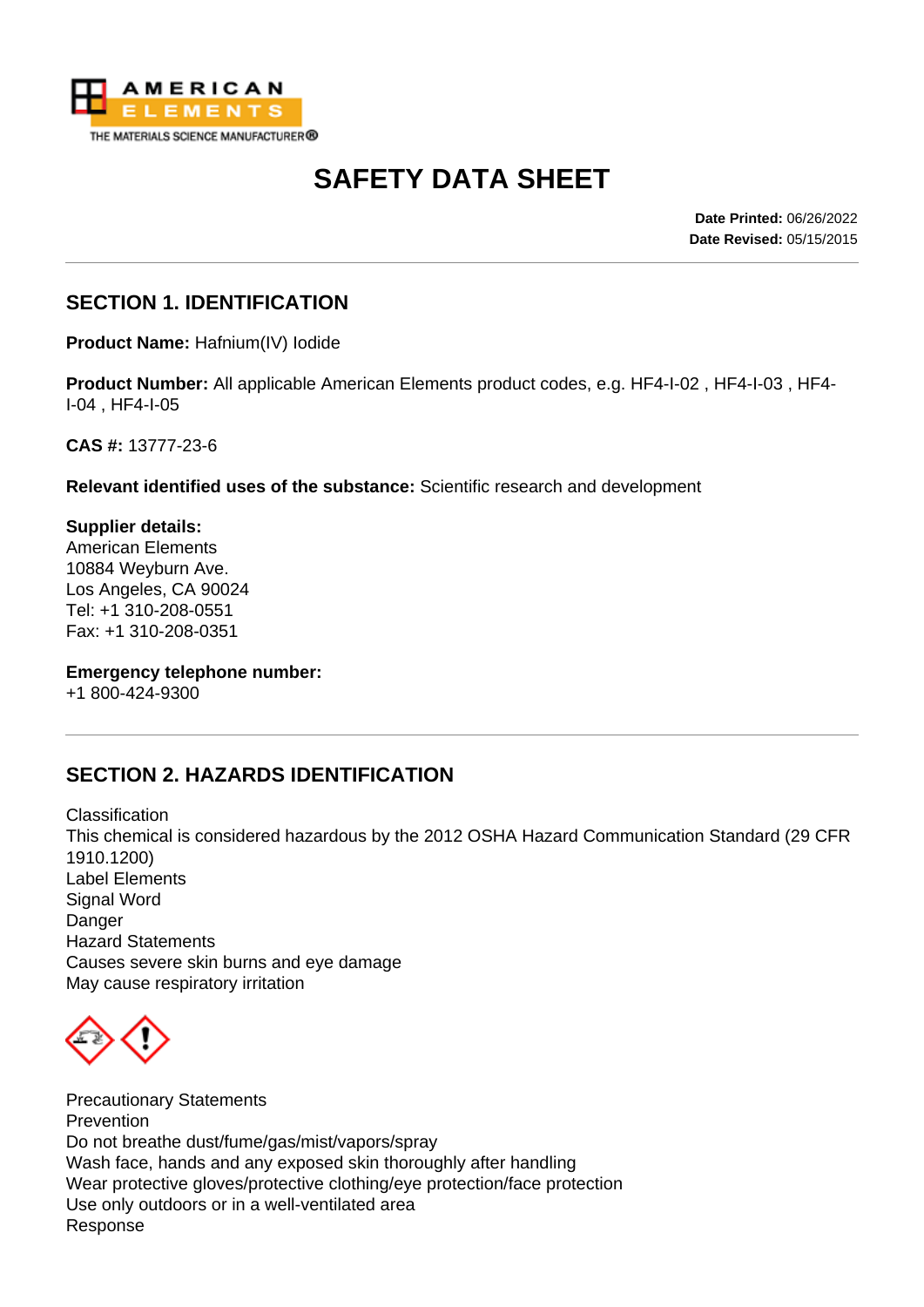# SAFETY DATA SHEET

**Date Printed:** 06/26/2022
**Date Revised:** 05/15/2015

## SECTION 1. IDENTIFICATION

**Product Name:** Hafnium(IV) Iodide

**Product Number:** All applicable American Elements product codes, e.g. HF4-I-02 , HF4-I-03 , HF4-I-04 , HF4-I-05

**CAS #:** 13777-23-6

**Relevant identified uses of the substance:** Scientific research and development

**Supplier details:**
American Elements
10884 Weyburn Ave.
Los Angeles, CA 90024
Tel: +1 310-208-0551
Fax: +1 310-208-0351

**Emergency telephone number:**
+1 800-424-9300

## SECTION 2. HAZARDS IDENTIFICATION

Classification
This chemical is considered hazardous by the 2012 OSHA Hazard Communication Standard (29 CFR 1910.1200)
Label Elements
Signal Word
Danger
Hazard Statements
Causes severe skin burns and eye damage
May cause respiratory irritation

Precautionary Statements
Prevention
Do not breathe dust/fume/gas/mist/vapors/spray
Wash face, hands and any exposed skin thoroughly after handling
Wear protective gloves/protective clothing/eye protection/face protection
Use only outdoors or in a well-ventilated area
Response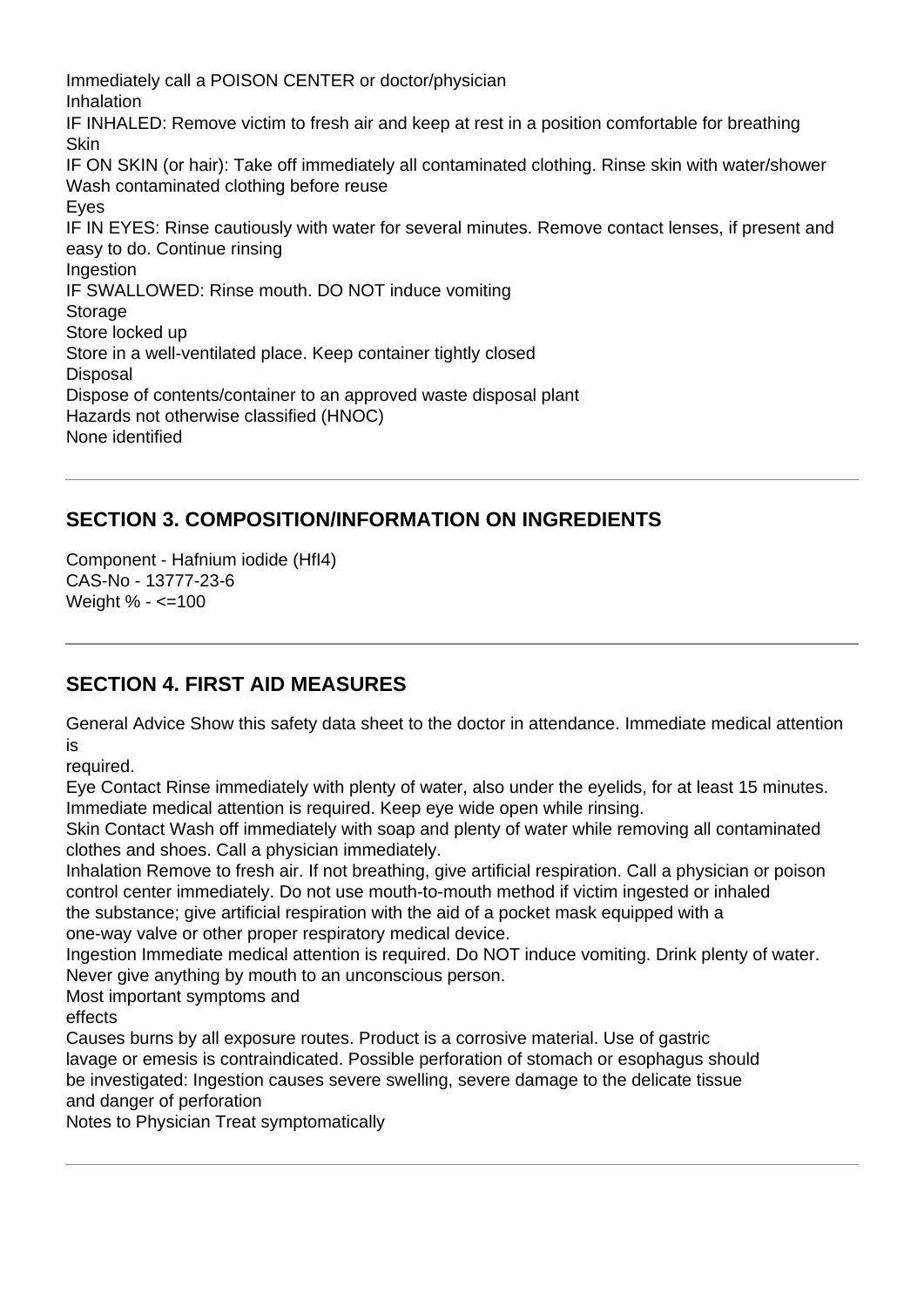Immediately call a POISON CENTER or doctor/physician

Inhalation

IF INHALED: Remove victim to fresh air and keep at rest in a position comfortable for breathing

Skin

IF ON SKIN (or hair): Take off immediately all contaminated clothing. Rinse skin with water/shower
Wash contaminated clothing before reuse

Eyes

IF IN EYES: Rinse cautiously with water for several minutes. Remove contact lenses, if present and easy to do. Continue rinsing

Ingestion

IF SWALLOWED: Rinse mouth. DO NOT induce vomiting

Storage

Store locked up

Store in a well-ventilated place. Keep container tightly closed

Disposal

Dispose of contents/container to an approved waste disposal plant

Hazards not otherwise classified (HNOC)

None identified

---

## SECTION 3. COMPOSITION/INFORMATION ON INGREDIENTS

Component - Hafnium iodide ($HfI_4$)
CAS-No - 13777-23-6
Weight % - <=100

---

## SECTION 4. FIRST AID MEASURES

General Advice Show this safety data sheet to the doctor in attendance. Immediate medical attention is
required.

Eye Contact Rinse immediately with plenty of water, also under the eyelids, for at least 15 minutes. Immediate medical attention is required. Keep eye wide open while rinsing.

Skin Contact Wash off immediately with soap and plenty of water while removing all contaminated clothes and shoes. Call a physician immediately.

Inhalation Remove to fresh air. If not breathing, give artificial respiration. Call a physician or poison control center immediately. Do not use mouth-to-mouth method if victim ingested or inhaled the substance; give artificial respiration with the aid of a pocket mask equipped with a one-way valve or other proper respiratory medical device.

Ingestion Immediate medical attention is required. Do NOT induce vomiting. Drink plenty of water. Never give anything by mouth to an unconscious person.

Most important symptoms and
effects

Causes burns by all exposure routes. Product is a corrosive material. Use of gastric lavage or emesis is contraindicated. Possible perforation of stomach or esophagus should be investigated: Ingestion causes severe swelling, severe damage to the delicate tissue and danger of perforation

Notes to Physician Treat symptomatically

---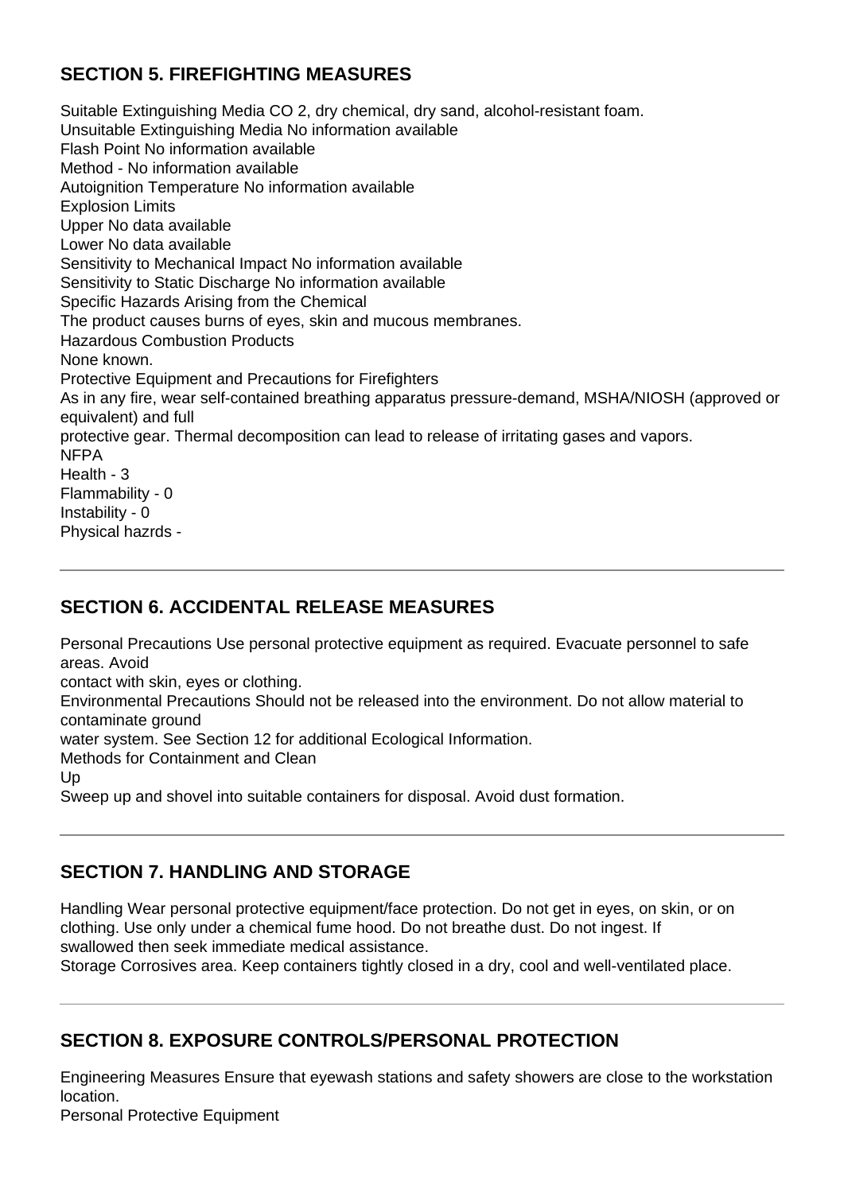## SECTION 5. FIREFIGHTING MEASURES

Suitable Extinguishing Media $CO_2$, dry chemical, dry sand, alcohol-resistant foam.
Unsuitable Extinguishing Media No information available
Flash Point No information available
Method - No information available
Autoignition Temperature No information available
Explosion Limits
Upper No data available
Lower No data available
Sensitivity to Mechanical Impact No information available
Sensitivity to Static Discharge No information available
Specific Hazards Arising from the Chemical
The product causes burns of eyes, skin and mucous membranes.
Hazardous Combustion Products
None known.
Protective Equipment and Precautions for Firefighters
As in any fire, wear self-contained breathing apparatus pressure-demand, MSHA/NIOSH (approved or equivalent) and full
protective gear. Thermal decomposition can lead to release of irritating gases and vapors.
NFPA
Health - 3
Flammability - 0
Instability - 0
Physical hazrds -

## SECTION 6. ACCIDENTAL RELEASE MEASURES

Personal Precautions Use personal protective equipment as required. Evacuate personnel to safe areas. Avoid
contact with skin, eyes or clothing.
Environmental Precautions Should not be released into the environment. Do not allow material to contaminate ground
water system. See Section 12 for additional Ecological Information.
Methods for Containment and Clean
Up
Sweep up and shovel into suitable containers for disposal. Avoid dust formation.

## SECTION 7. HANDLING AND STORAGE

Handling Wear personal protective equipment/face protection. Do not get in eyes, on skin, or on clothing. Use only under a chemical fume hood. Do not breathe dust. Do not ingest. If swallowed then seek immediate medical assistance.
Storage Corrosives area. Keep containers tightly closed in a dry, cool and well-ventilated place.

## SECTION 8. EXPOSURE CONTROLS/PERSONAL PROTECTION

Engineering Measures Ensure that eyewash stations and safety showers are close to the workstation location.
Personal Protective Equipment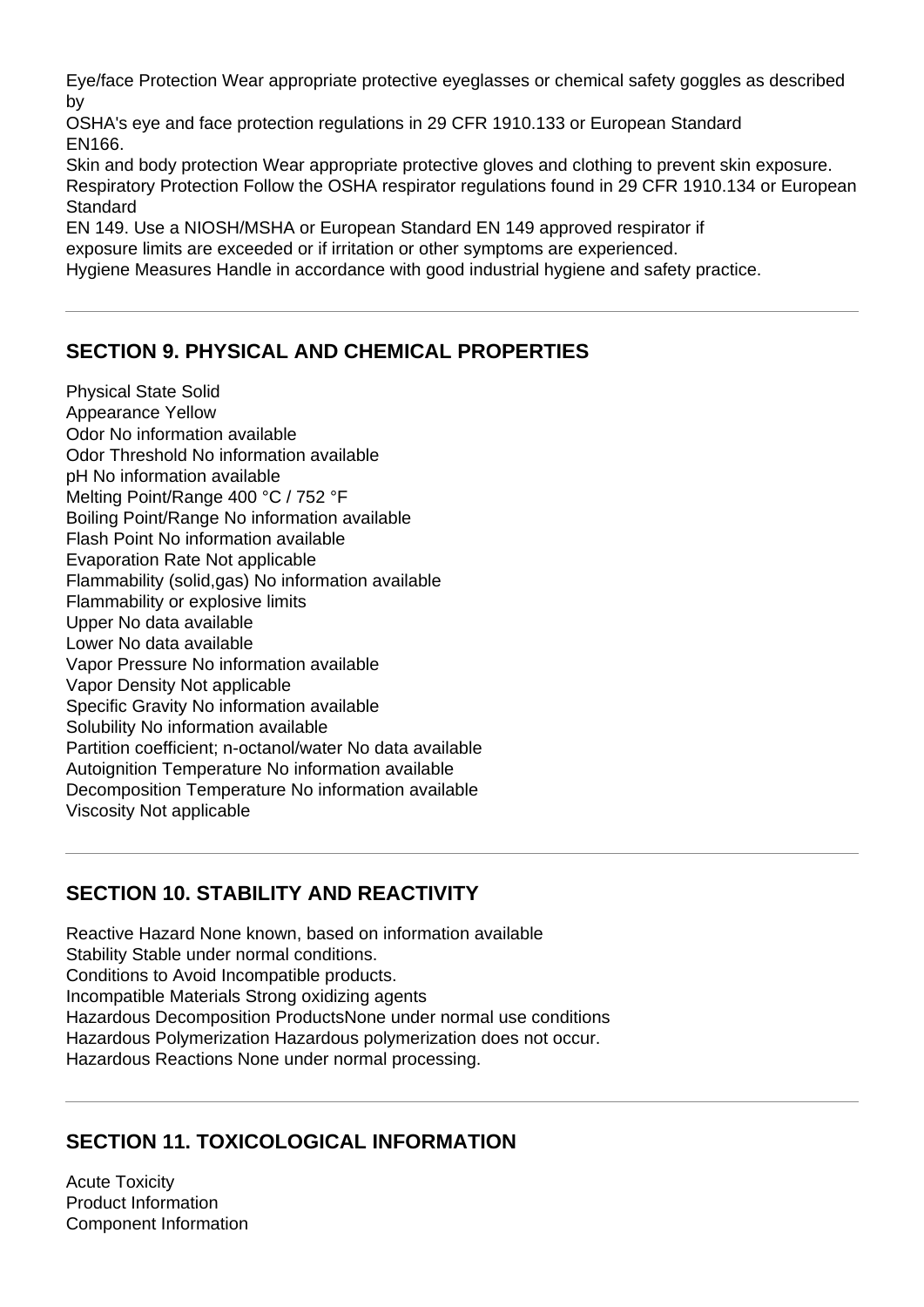Eye/face Protection Wear appropriate protective eyeglasses or chemical safety goggles as described by
OSHA's eye and face protection regulations in 29 CFR 1910.133 or European Standard
EN166.
Skin and body protection Wear appropriate protective gloves and clothing to prevent skin exposure.
Respiratory Protection Follow the OSHA respirator regulations found in 29 CFR 1910.134 or European Standard
EN 149. Use a NIOSH/MSHA or European Standard EN 149 approved respirator if
exposure limits are exceeded or if irritation or other symptoms are experienced.
Hygiene Measures Handle in accordance with good industrial hygiene and safety practice.

---

## SECTION 9. PHYSICAL AND CHEMICAL PROPERTIES

Physical State Solid
Appearance Yellow
Odor No information available
Odor Threshold No information available
pH No information available
Melting Point/Range 400 °C / 752 °F
Boiling Point/Range No information available
Flash Point No information available
Evaporation Rate Not applicable
Flammability (solid,gas) No information available
Flammability or explosive limits
Upper No data available
Lower No data available
Vapor Pressure No information available
Vapor Density Not applicable
Specific Gravity No information available
Solubility No information available
Partition coefficient; n-octanol/water No data available
Autoignition Temperature No information available
Decomposition Temperature No information available
Viscosity Not applicable

---

## SECTION 10. STABILITY AND REACTIVITY

Reactive Hazard None known, based on information available
Stability Stable under normal conditions.
Conditions to Avoid Incompatible products.
Incompatible Materials Strong oxidizing agents
Hazardous Decomposition ProductsNone under normal use conditions
Hazardous Polymerization Hazardous polymerization does not occur.
Hazardous Reactions None under normal processing.

---

## SECTION 11. TOXICOLOGICAL INFORMATION

Acute Toxicity
Product Information
Component Information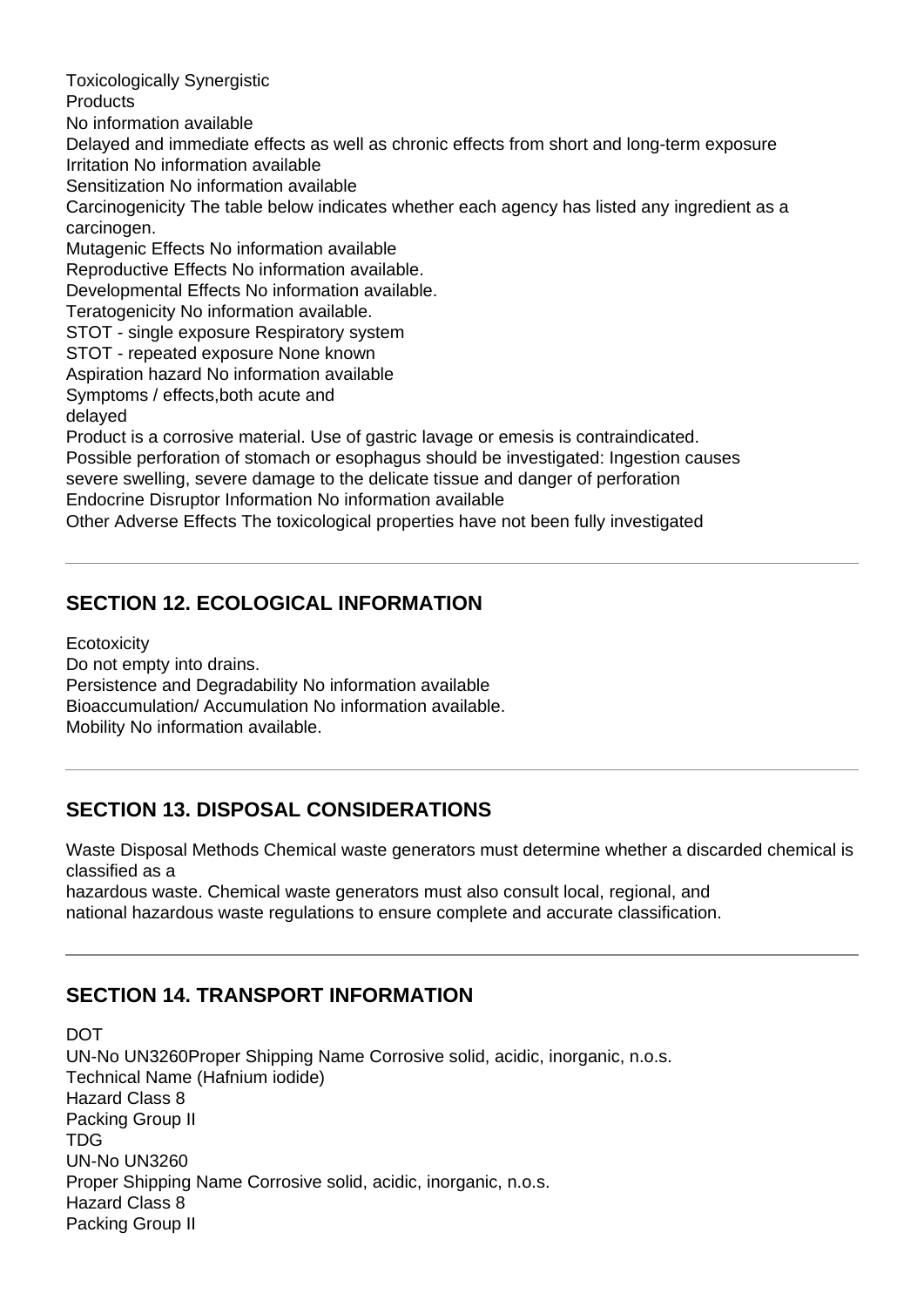Toxicologically Synergistic
Products
No information available
Delayed and immediate effects as well as chronic effects from short and long-term exposure
Irritation No information available
Sensitization No information available
Carcinogenicity The table below indicates whether each agency has listed any ingredient as a carcinogen.
Mutagenic Effects No information available
Reproductive Effects No information available.
Developmental Effects No information available.
Teratogenicity No information available.
STOT - single exposure Respiratory system
STOT - repeated exposure None known
Aspiration hazard No information available
Symptoms / effects,both acute and
delayed
Product is a corrosive material. Use of gastric lavage or emesis is contraindicated.
Possible perforation of stomach or esophagus should be investigated: Ingestion causes
severe swelling, severe damage to the delicate tissue and danger of perforation
Endocrine Disruptor Information No information available
Other Adverse Effects The toxicological properties have not been fully investigated

---

## SECTION 12. ECOLOGICAL INFORMATION

Ecotoxicity
Do not empty into drains.
Persistence and Degradability No information available
Bioaccumulation/ Accumulation No information available.
Mobility No information available.

---

## SECTION 13. DISPOSAL CONSIDERATIONS

Waste Disposal Methods Chemical waste generators must determine whether a discarded chemical is classified as a
hazardous waste. Chemical waste generators must also consult local, regional, and
national hazardous waste regulations to ensure complete and accurate classification.

---

## SECTION 14. TRANSPORT INFORMATION

DOT
UN-No UN3260Proper Shipping Name Corrosive solid, acidic, inorganic, n.o.s.
Technical Name (Hafnium iodide)
Hazard Class 8
Packing Group II
TDG
UN-No UN3260
Proper Shipping Name Corrosive solid, acidic, inorganic, n.o.s.
Hazard Class 8
Packing Group II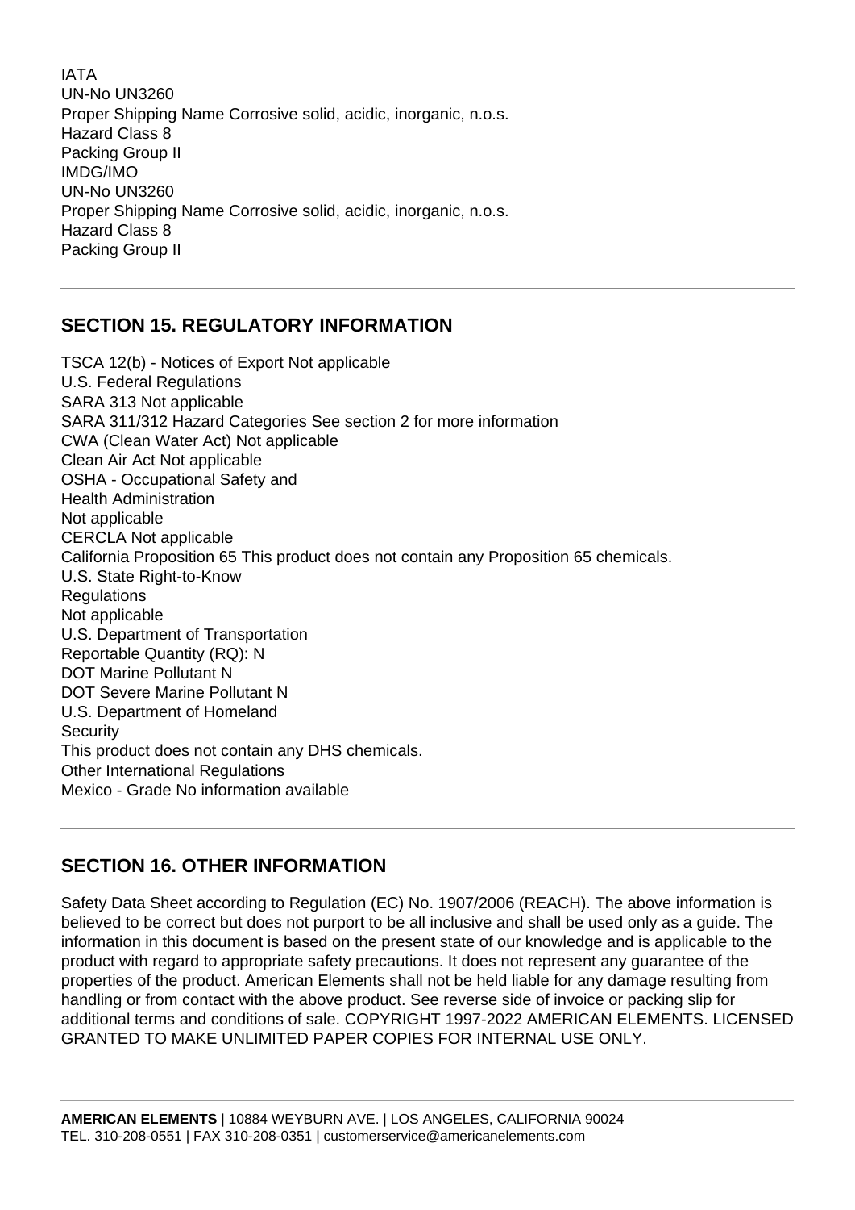IATA
UN-No UN3260
Proper Shipping Name Corrosive solid, acidic, inorganic, n.o.s.
Hazard Class 8
Packing Group II
IMDG/IMO
UN-No UN3260
Proper Shipping Name Corrosive solid, acidic, inorganic, n.o.s.
Hazard Class 8
Packing Group II

## SECTION 15. REGULATORY INFORMATION

TSCA 12(b) - Notices of Export Not applicable
U.S. Federal Regulations
SARA 313 Not applicable
SARA 311/312 Hazard Categories See section 2 for more information
CWA (Clean Water Act) Not applicable
Clean Air Act Not applicable
OSHA - Occupational Safety and
Health Administration
Not applicable
CERCLA Not applicable
California Proposition 65 This product does not contain any Proposition 65 chemicals.
U.S. State Right-to-Know
Regulations
Not applicable
U.S. Department of Transportation
Reportable Quantity (RQ): N
DOT Marine Pollutant N
DOT Severe Marine Pollutant N
U.S. Department of Homeland
Security
This product does not contain any DHS chemicals.
Other International Regulations
Mexico - Grade No information available

## SECTION 16. OTHER INFORMATION

Safety Data Sheet according to Regulation (EC) No. 1907/2006 (REACH). The above information is believed to be correct but does not purport to be all inclusive and shall be used only as a guide. The information in this document is based on the present state of our knowledge and is applicable to the product with regard to appropriate safety precautions. It does not represent any guarantee of the properties of the product. American Elements shall not be held liable for any damage resulting from handling or from contact with the above product. See reverse side of invoice or packing slip for additional terms and conditions of sale. COPYRIGHT 1997-2022 AMERICAN ELEMENTS. LICENSED GRANTED TO MAKE UNLIMITED PAPER COPIES FOR INTERNAL USE ONLY.